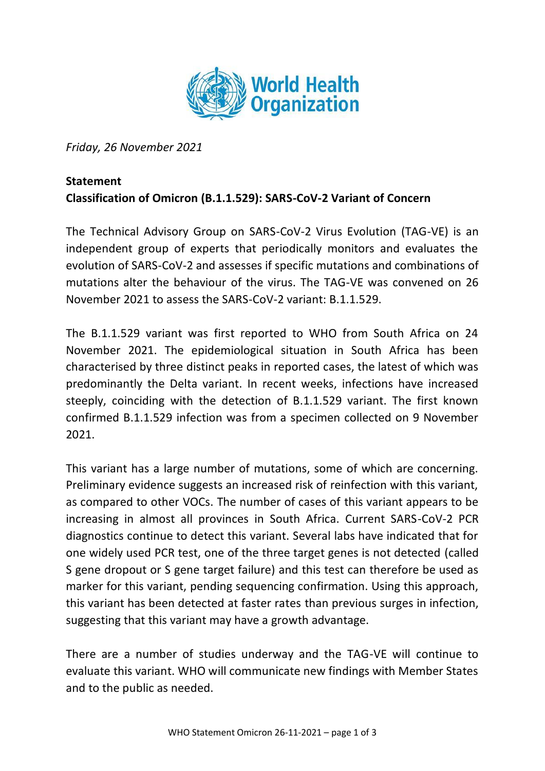*Friday, 26 November 2021*

**Statement**
**Classification of Omicron (B.1.1.529): SARS-CoV-2 Variant of Concern**

The Technical Advisory Group on SARS-CoV-2 Virus Evolution (TAG-VE) is an independent group of experts that periodically monitors and evaluates the evolution of SARS-CoV-2 and assesses if specific mutations and combinations of mutations alter the behaviour of the virus. The TAG-VE was convened on 26 November 2021 to assess the SARS-CoV-2 variant: B.1.1.529.

The B.1.1.529 variant was first reported to WHO from South Africa on 24 November 2021. The epidemiological situation in South Africa has been characterised by three distinct peaks in reported cases, the latest of which was predominantly the Delta variant. In recent weeks, infections have increased steeply, coinciding with the detection of B.1.1.529 variant. The first known confirmed B.1.1.529 infection was from a specimen collected on 9 November 2021.

This variant has a large number of mutations, some of which are concerning. Preliminary evidence suggests an increased risk of reinfection with this variant, as compared to other VOCs. The number of cases of this variant appears to be increasing in almost all provinces in South Africa. Current SARS-CoV-2 PCR diagnostics continue to detect this variant. Several labs have indicated that for one widely used PCR test, one of the three target genes is not detected (called S gene dropout or S gene target failure) and this test can therefore be used as marker for this variant, pending sequencing confirmation. Using this approach, this variant has been detected at faster rates than previous surges in infection, suggesting that this variant may have a growth advantage.

There are a number of studies underway and the TAG-VE will continue to evaluate this variant. WHO will communicate new findings with Member States and to the public as needed.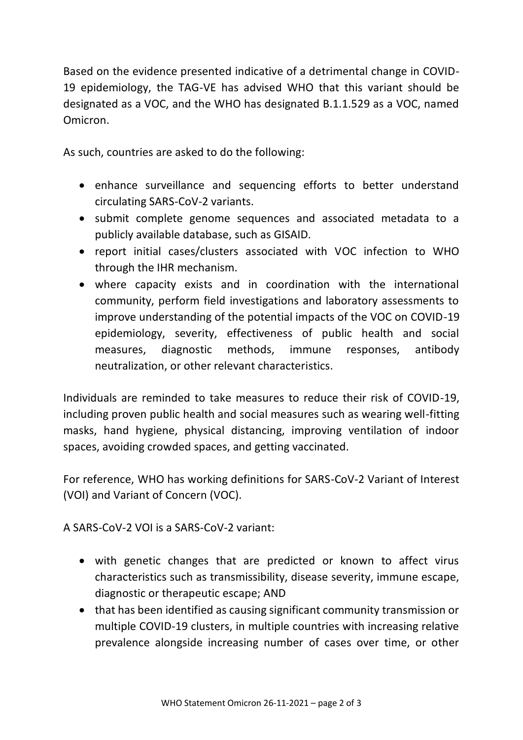Based on the evidence presented indicative of a detrimental change in COVID-19 epidemiology, the TAG-VE has advised WHO that this variant should be designated as a VOC, and the WHO has designated B.1.1.529 as a VOC, named Omicron.

As such, countries are asked to do the following:

- enhance surveillance and sequencing efforts to better understand circulating SARS-CoV-2 variants.
- submit complete genome sequences and associated metadata to a publicly available database, such as GISAID.
- report initial cases/clusters associated with VOC infection to WHO through the IHR mechanism.
- where capacity exists and in coordination with the international community, perform field investigations and laboratory assessments to improve understanding of the potential impacts of the VOC on COVID-19 epidemiology, severity, effectiveness of public health and social measures, diagnostic methods, immune responses, antibody neutralization, or other relevant characteristics.

Individuals are reminded to take measures to reduce their risk of COVID-19, including proven public health and social measures such as wearing well-fitting masks, hand hygiene, physical distancing, improving ventilation of indoor spaces, avoiding crowded spaces, and getting vaccinated.

For reference, WHO has working definitions for SARS-CoV-2 Variant of Interest (VOI) and Variant of Concern (VOC).

A SARS-CoV-2 VOI is a SARS-CoV-2 variant:

- with genetic changes that are predicted or known to affect virus characteristics such as transmissibility, disease severity, immune escape, diagnostic or therapeutic escape; AND
- that has been identified as causing significant community transmission or multiple COVID-19 clusters, in multiple countries with increasing relative prevalence alongside increasing number of cases over time, or other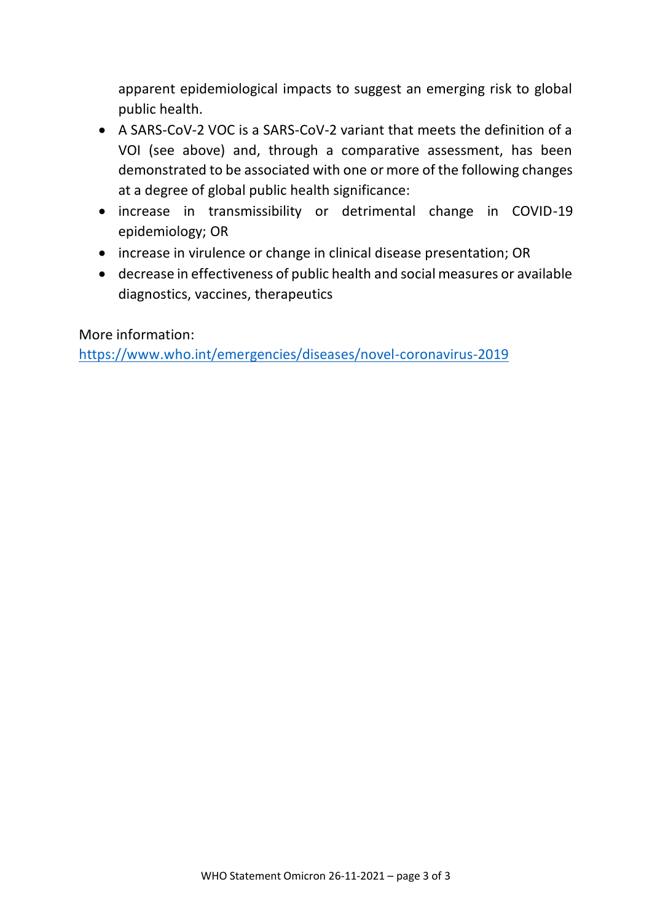apparent epidemiological impacts to suggest an emerging risk to global public health.

- A SARS-CoV-2 VOC is a SARS-CoV-2 variant that meets the definition of a VOI (see above) and, through a comparative assessment, has been demonstrated to be associated with one or more of the following changes at a degree of global public health significance:
- increase in transmissibility or detrimental change in COVID-19 epidemiology; OR
- increase in virulence or change in clinical disease presentation; OR
- decrease in effectiveness of public health and social measures or available diagnostics, vaccines, therapeutics

More information:
https://www.who.int/emergencies/diseases/novel-coronavirus-2019